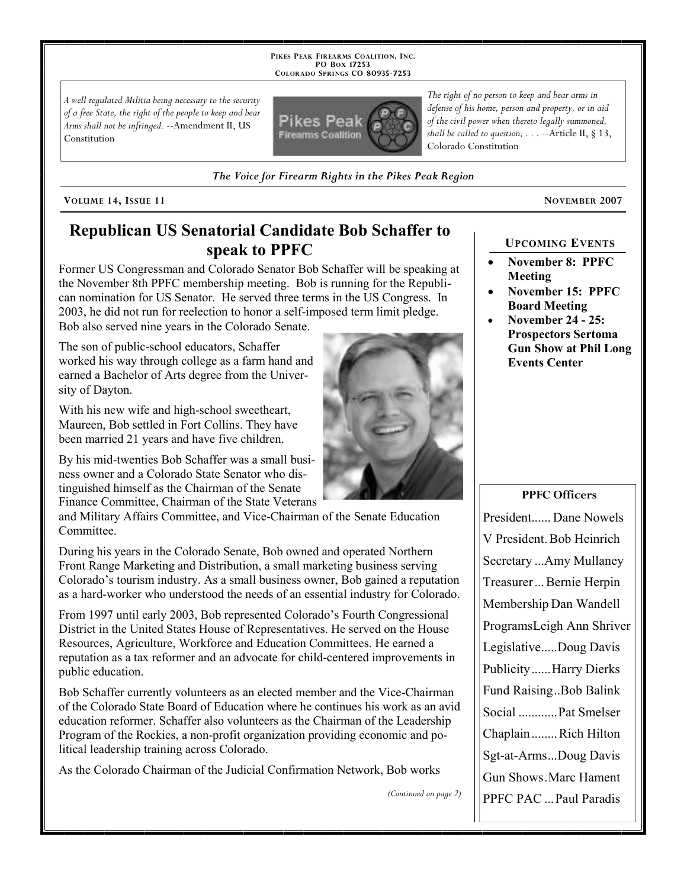PIKES PEAK FIREARMS COALITION, INC.
PO BOX 17253
COLORADO SPRINGS CO 80935-7253

*A well regulated Militia being necessary to the security of a free State, the right of the people to keep and bear Arms shall not be infringed.* --Amendment II, US Constitution

*The right of no person to keep and bear arms in defense of his home, person and property, or in aid of the civil power when thereto legally summoned, shall be called to question; . . .* --Article II, § 13, Colorado Constitution

***The Voice for Firearm Rights in the Pikes Peak Region***

**VOLUME 14, ISSUE 11** — **NOVEMBER 2007**

# Republican US Senatorial Candidate Bob Schaffer to speak to PPFC

Former US Congressman and Colorado Senator Bob Schaffer will be speaking at the November 8th PPFC membership meeting. Bob is running for the Republican nomination for US Senator. He served three terms in the US Congress. In 2003, he did not run for reelection to honor a self-imposed term limit pledge. Bob also served nine years in the Colorado Senate.

The son of public-school educators, Schaffer worked his way through college as a farm hand and earned a Bachelor of Arts degree from the University of Dayton.

With his new wife and high-school sweetheart, Maureen, Bob settled in Fort Collins. They have been married 21 years and have five children.

By his mid-twenties Bob Schaffer was a small business owner and a Colorado State Senator who distinguished himself as the Chairman of the Senate Finance Committee, Chairman of the State Veterans and Military Affairs Committee, and Vice-Chairman of the Senate Education Committee.

During his years in the Colorado Senate, Bob owned and operated Northern Front Range Marketing and Distribution, a small marketing business serving Colorado's tourism industry. As a small business owner, Bob gained a reputation as a hard-worker who understood the needs of an essential industry for Colorado.

From 1997 until early 2003, Bob represented Colorado's Fourth Congressional District in the United States House of Representatives. He served on the House Resources, Agriculture, Workforce and Education Committees. He earned a reputation as a tax reformer and an advocate for child-centered improvements in public education.

Bob Schaffer currently volunteers as an elected member and the Vice-Chairman of the Colorado State Board of Education where he continues his work as an avid education reformer. Schaffer also volunteers as the Chairman of the Leadership Program of the Rockies, a non-profit organization providing economic and political leadership training across Colorado.

As the Colorado Chairman of the Judicial Confirmation Network, Bob works

*(Continued on page 2)*

## UPCOMING EVENTS

- **November 8: PPFC Meeting**
- **November 15: PPFC Board Meeting**
- **November 24 - 25: Prospectors Sertoma Gun Show at Phil Long Events Center**

## PPFC Officers

President...... Dane Nowels
V President. Bob Heinrich
Secretary ...Amy Mullaney
Treasurer ... Bernie Herpin
Membership Dan Wandell
Programs Leigh Ann Shriver
Legislative.....Doug Davis
Publicity......Harry Dierks
Fund Raising..Bob Balink
Social ............Pat Smelser
Chaplain........ Rich Hilton
Sgt-at-Arms...Doug Davis
Gun Shows.Marc Hament
PPFC PAC ...Paul Paradis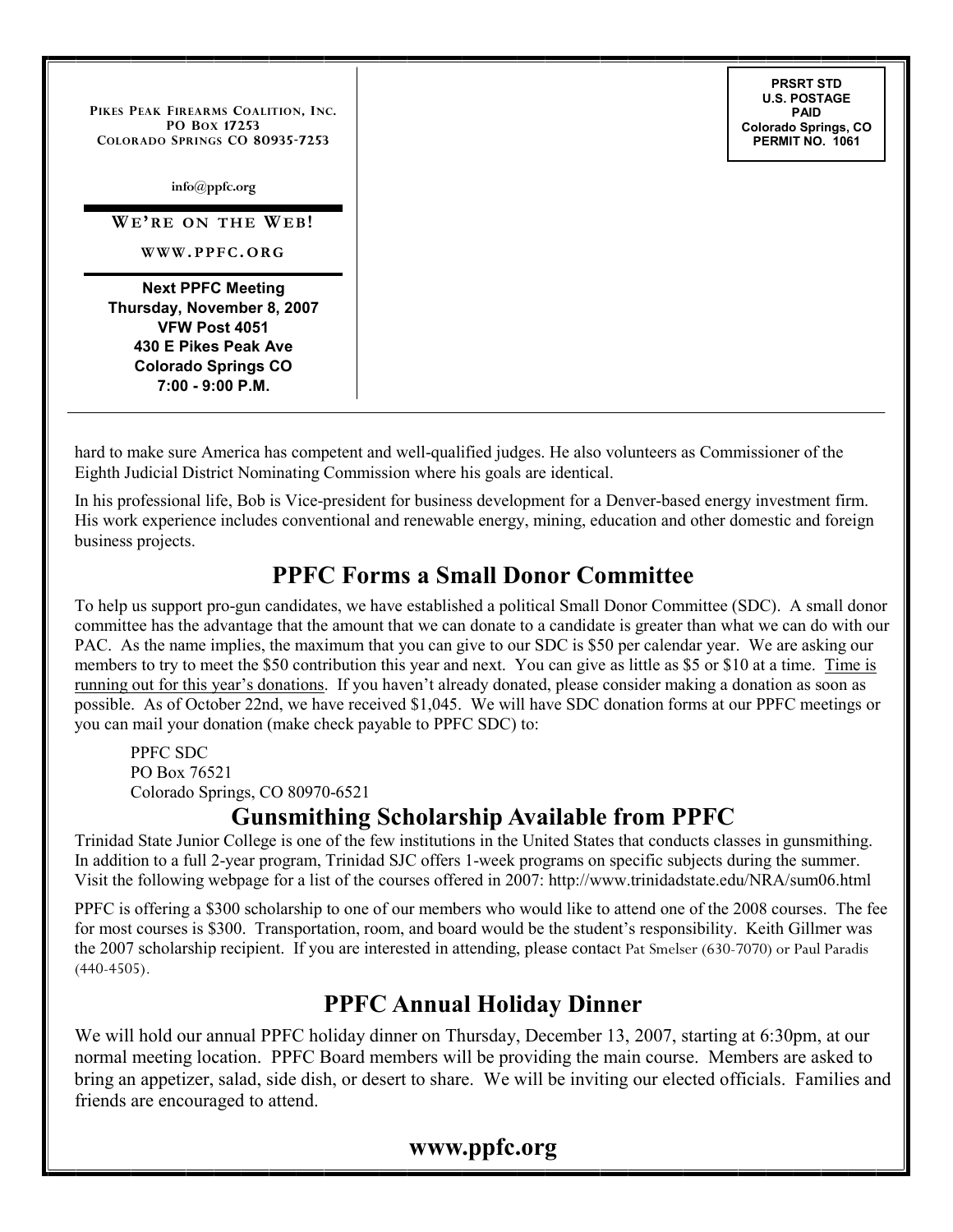PIKES PEAK FIREARMS COALITION, INC.
PO BOX 17253
COLORADO SPRINGS CO 80935-7253

info@ppfc.org

**WE'RE ON THE WEB!**

**WWW.PPFC.ORG**

**Next PPFC Meeting**
**Thursday, November 8, 2007**
**VFW Post 4051**
**430 E Pikes Peak Ave**
**Colorado Springs CO**
**7:00 - 9:00 P.M.**

**PRSRT STD**
**U.S. POSTAGE**
**PAID**
**Colorado Springs, CO**
**PERMIT NO. 1061**

hard to make sure America has competent and well-qualified judges. He also volunteers as Commissioner of the Eighth Judicial District Nominating Commission where his goals are identical.

In his professional life, Bob is Vice-president for business development for a Denver-based energy investment firm. His work experience includes conventional and renewable energy, mining, education and other domestic and foreign business projects.

## PPFC Forms a Small Donor Committee

To help us support pro-gun candidates, we have established a political Small Donor Committee (SDC). A small donor committee has the advantage that the amount that we can donate to a candidate is greater than what we can do with our PAC. As the name implies, the maximum that you can give to our SDC is $50 per calendar year. We are asking our members to try to meet the $50 contribution this year and next. You can give as little as $5 or $10 at a time. Time is running out for this year's donations. If you haven't already donated, please consider making a donation as soon as possible. As of October 22nd, we have received $1,045. We will have SDC donation forms at our PPFC meetings or you can mail your donation (make check payable to PPFC SDC) to:

PPFC SDC
PO Box 76521
Colorado Springs, CO 80970-6521

## Gunsmithing Scholarship Available from PPFC

Trinidad State Junior College is one of the few institutions in the United States that conducts classes in gunsmithing. In addition to a full 2-year program, Trinidad SJC offers 1-week programs on specific subjects during the summer. Visit the following webpage for a list of the courses offered in 2007: http://www.trinidadstate.edu/NRA/sum06.html

PPFC is offering a $300 scholarship to one of our members who would like to attend one of the 2008 courses. The fee for most courses is $300. Transportation, room, and board would be the student's responsibility. Keith Gillmer was the 2007 scholarship recipient. If you are interested in attending, please contact Pat Smelser (630-7070) or Paul Paradis (440-4505).

## PPFC Annual Holiday Dinner

We will hold our annual PPFC holiday dinner on Thursday, December 13, 2007, starting at 6:30pm, at our normal meeting location. PPFC Board members will be providing the main course. Members are asked to bring an appetizer, salad, side dish, or desert to share. We will be inviting our elected officials. Families and friends are encouraged to attend.

**www.ppfc.org**